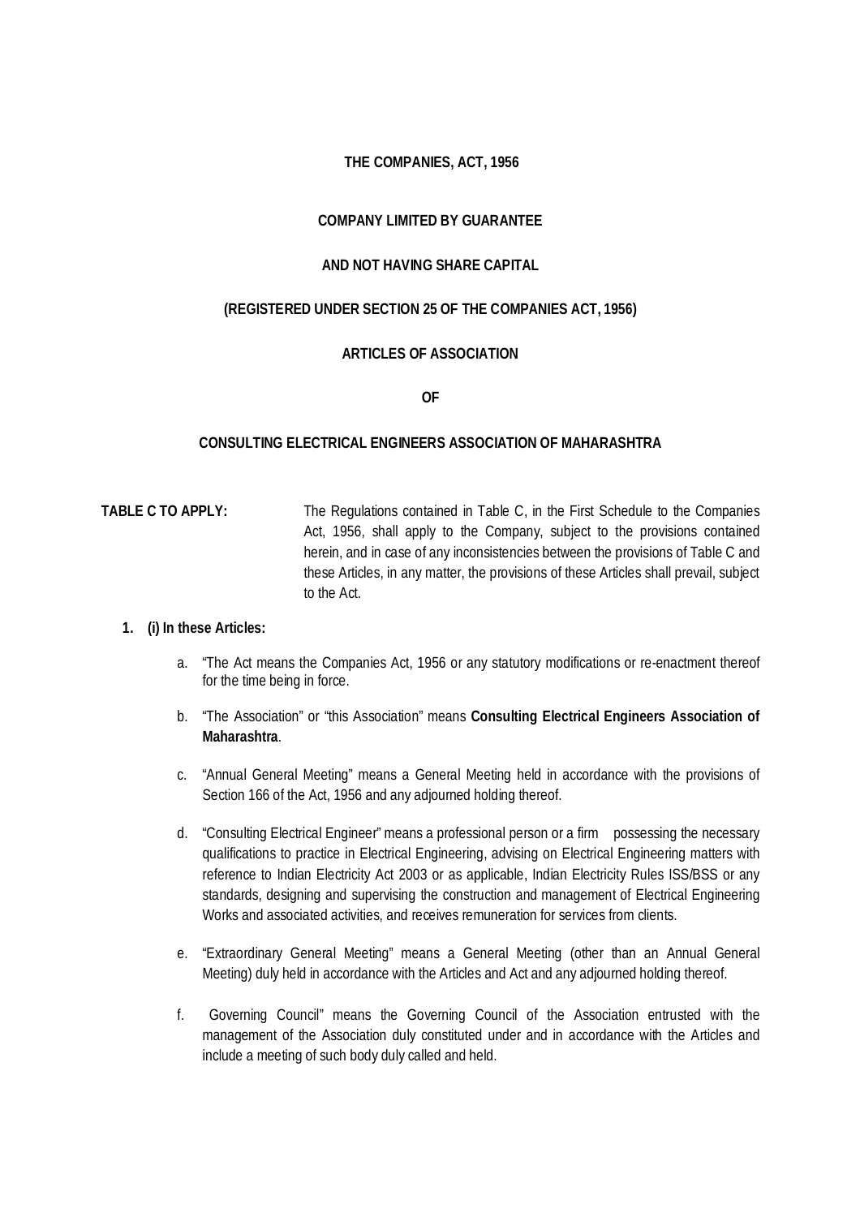**THE COMPANIES, ACT, 1956**

**COMPANY LIMITED BY GUARANTEE**

**AND NOT HAVING SHARE CAPITAL**

**(REGISTERED UNDER SECTION 25 OF THE COMPANIES ACT, 1956)**

**ARTICLES OF ASSOCIATION**

**OF**

**CONSULTING ELECTRICAL ENGINEERS ASSOCIATION OF MAHARASHTRA**

**TABLE C TO APPLY:** The Regulations contained in Table C, in the First Schedule to the Companies Act, 1956, shall apply to the Company, subject to the provisions contained herein, and in case of any inconsistencies between the provisions of Table C and these Articles, in any matter, the provisions of these Articles shall prevail, subject to the Act.

1. **(i) In these Articles:**

   a. "The Act means the Companies Act, 1956 or any statutory modifications or re-enactment thereof for the time being in force.

   b. "The Association" or "this Association" means **Consulting Electrical Engineers Association of Maharashtra**.

   c. "Annual General Meeting" means a General Meeting held in accordance with the provisions of Section 166 of the Act, 1956 and any adjourned holding thereof.

   d. "Consulting Electrical Engineer" means a professional person or a firm possessing the necessary qualifications to practice in Electrical Engineering, advising on Electrical Engineering matters with reference to Indian Electricity Act 2003 or as applicable, Indian Electricity Rules ISS/BSS or any standards, designing and supervising the construction and management of Electrical Engineering Works and associated activities, and receives remuneration for services from clients.

   e. "Extraordinary General Meeting" means a General Meeting (other than an Annual General Meeting) duly held in accordance with the Articles and Act and any adjourned holding thereof.

   f. Governing Council" means the Governing Council of the Association entrusted with the management of the Association duly constituted under and in accordance with the Articles and include a meeting of such body duly called and held.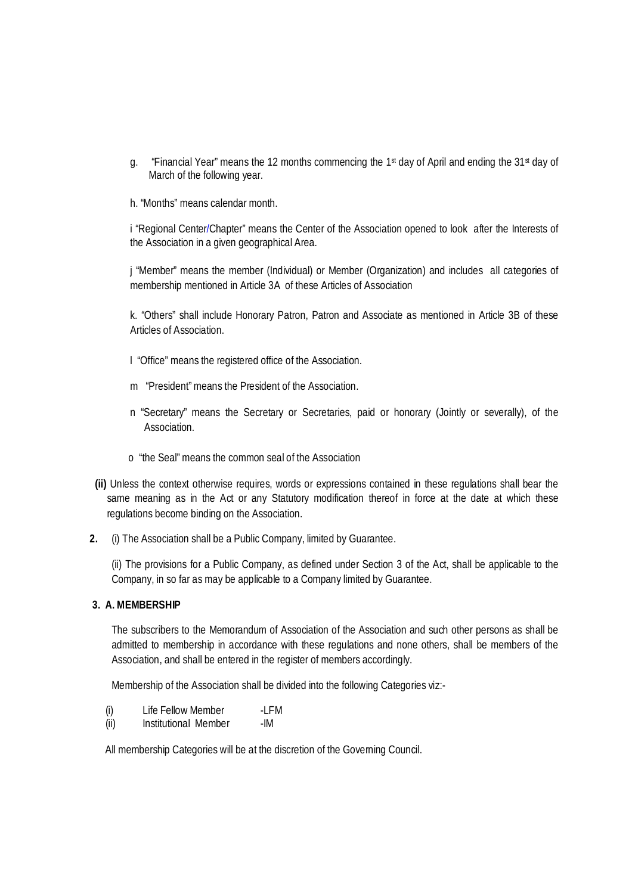g. "Financial Year" means the 12 months commencing the 1st day of April and ending the 31st day of March of the following year.

h. "Months" means calendar month.

i "Regional Center/Chapter" means the Center of the Association opened to look after the Interests of the Association in a given geographical Area.

j "Member" means the member (Individual) or Member (Organization) and includes all categories of membership mentioned in Article 3A of these Articles of Association

k. "Others" shall include Honorary Patron, Patron and Associate as mentioned in Article 3B of these Articles of Association.

l "Office" means the registered office of the Association.

m "President" means the President of the Association.

n "Secretary" means the Secretary or Secretaries, paid or honorary (Jointly or severally), of the Association.

o "the Seal" means the common seal of the Association

**(ii)** Unless the context otherwise requires, words or expressions contained in these regulations shall bear the same meaning as in the Act or any Statutory modification thereof in force at the date at which these regulations become binding on the Association.

**2.** (i) The Association shall be a Public Company, limited by Guarantee.

(ii) The provisions for a Public Company, as defined under Section 3 of the Act, shall be applicable to the Company, in so far as may be applicable to a Company limited by Guarantee.

**3. A. MEMBERSHIP**

The subscribers to the Memorandum of Association of the Association and such other persons as shall be admitted to membership in accordance with these regulations and none others, shall be members of the Association, and shall be entered in the register of members accordingly.

Membership of the Association shall be divided into the following Categories viz:-

(i) Life Fellow Member -LFM
(ii) Institutional Member -IM

All membership Categories will be at the discretion of the Governing Council.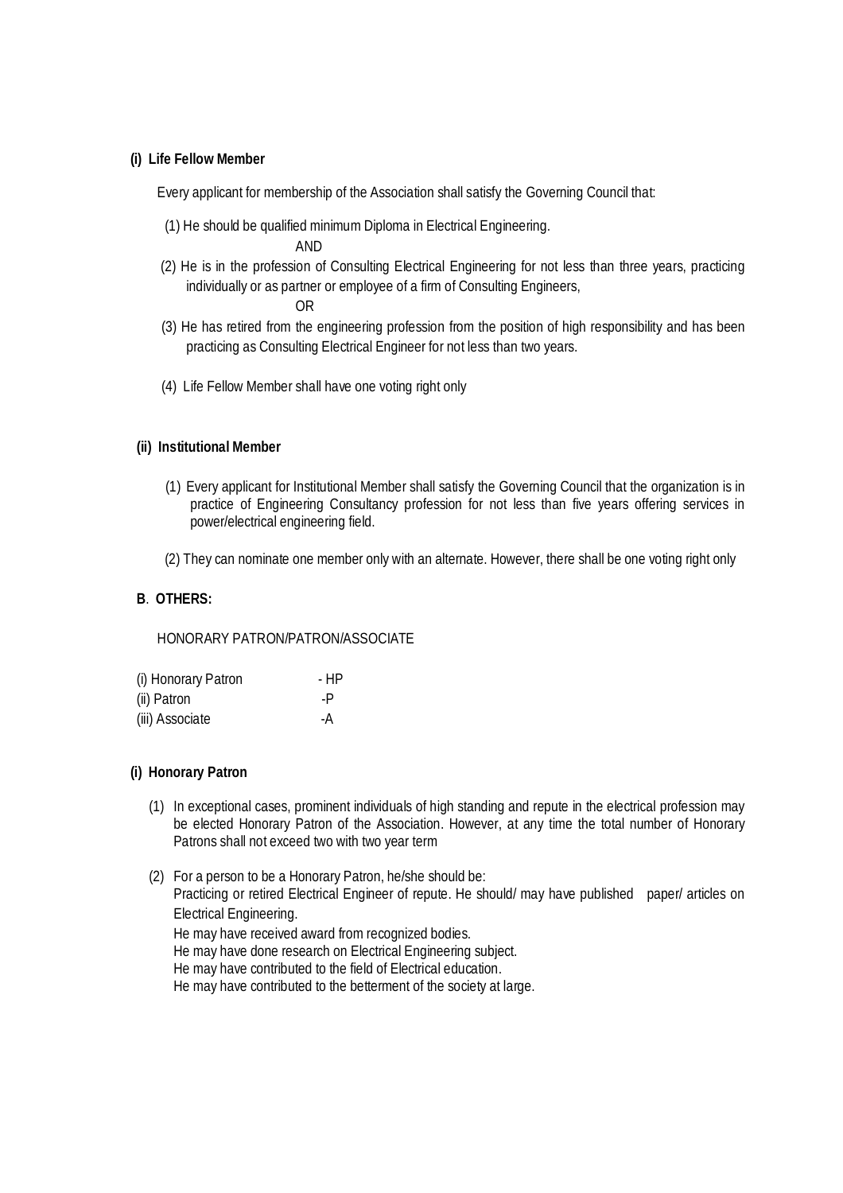**(i) Life Fellow Member**

Every applicant for membership of the Association shall satisfy the Governing Council that:

(1) He should be qualified minimum Diploma in Electrical Engineering.

AND

(2) He is in the profession of Consulting Electrical Engineering for not less than three years, practicing individually or as partner or employee of a firm of Consulting Engineers,

OR

(3) He has retired from the engineering profession from the position of high responsibility and has been practicing as Consulting Electrical Engineer for not less than two years.

(4) Life Fellow Member shall have one voting right only

**(ii) Institutional Member**

(1) Every applicant for Institutional Member shall satisfy the Governing Council that the organization is in practice of Engineering Consultancy profession for not less than five years offering services in power/electrical engineering field.

(2) They can nominate one member only with an alternate. However, there shall be one voting right only

**B. OTHERS:**

HONORARY PATRON/PATRON/ASSOCIATE

| | |
|---|---|
| (i) Honorary Patron | - HP |
| (ii) Patron | -P |
| (iii) Associate | -A |

**(i) Honorary Patron**

(1) In exceptional cases, prominent individuals of high standing and repute in the electrical profession may be elected Honorary Patron of the Association. However, at any time the total number of Honorary Patrons shall not exceed two with two year term

(2) For a person to be a Honorary Patron, he/she should be:
Practicing or retired Electrical Engineer of repute. He should/ may have published paper/ articles on Electrical Engineering.
He may have received award from recognized bodies.
He may have done research on Electrical Engineering subject.
He may have contributed to the field of Electrical education.
He may have contributed to the betterment of the society at large.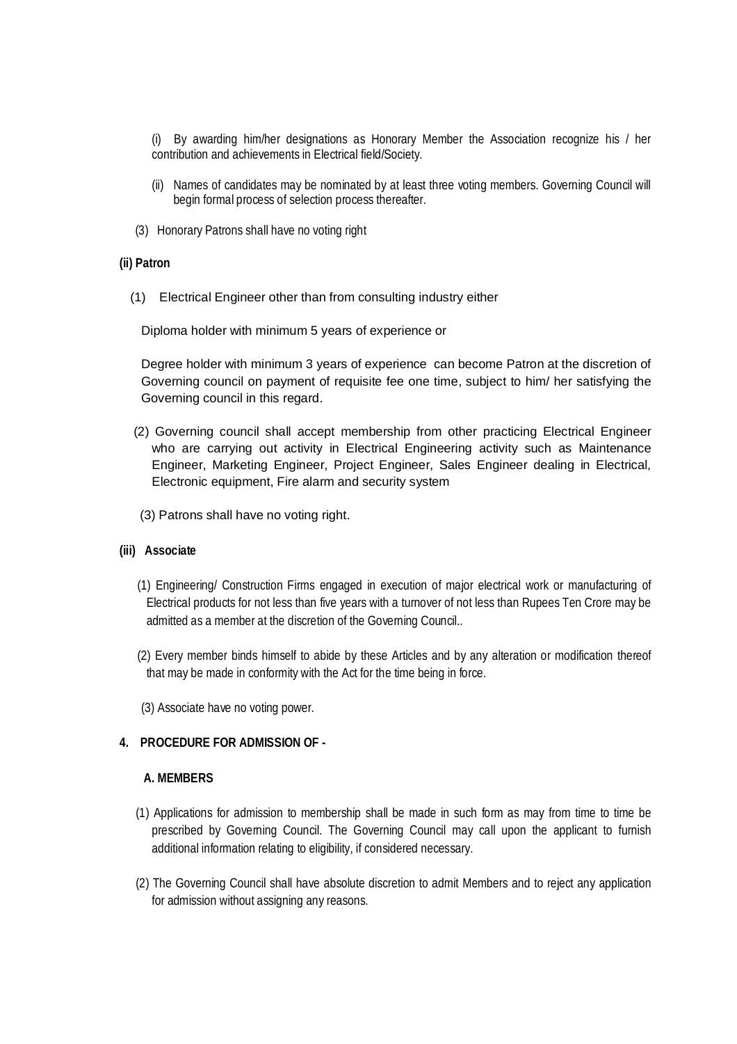(i) By awarding him/her designations as Honorary Member the Association recognize his / her contribution and achievements in Electrical field/Society.

(ii) Names of candidates may be nominated by at least three voting members. Governing Council will begin formal process of selection process thereafter.

(3) Honorary Patrons shall have no voting right

**(ii) Patron**

(1) Electrical Engineer other than from consulting industry either

Diploma holder with minimum 5 years of experience or

Degree holder with minimum 3 years of experience can become Patron at the discretion of Governing council on payment of requisite fee one time, subject to him/ her satisfying the Governing council in this regard.

(2) Governing council shall accept membership from other practicing Electrical Engineer who are carrying out activity in Electrical Engineering activity such as Maintenance Engineer, Marketing Engineer, Project Engineer, Sales Engineer dealing in Electrical, Electronic equipment, Fire alarm and security system

(3) Patrons shall have no voting right.

**(iii) Associate**

(1) Engineering/ Construction Firms engaged in execution of major electrical work or manufacturing of Electrical products for not less than five years with a turnover of not less than Rupees Ten Crore may be admitted as a member at the discretion of the Governing Council..

(2) Every member binds himself to abide by these Articles and by any alteration or modification thereof that may be made in conformity with the Act for the time being in force.

(3) Associate have no voting power.

**4. PROCEDURE FOR ADMISSION OF -**

**A. MEMBERS**

(1) Applications for admission to membership shall be made in such form as may from time to time be prescribed by Governing Council. The Governing Council may call upon the applicant to furnish additional information relating to eligibility, if considered necessary.

(2) The Governing Council shall have absolute discretion to admit Members and to reject any application for admission without assigning any reasons.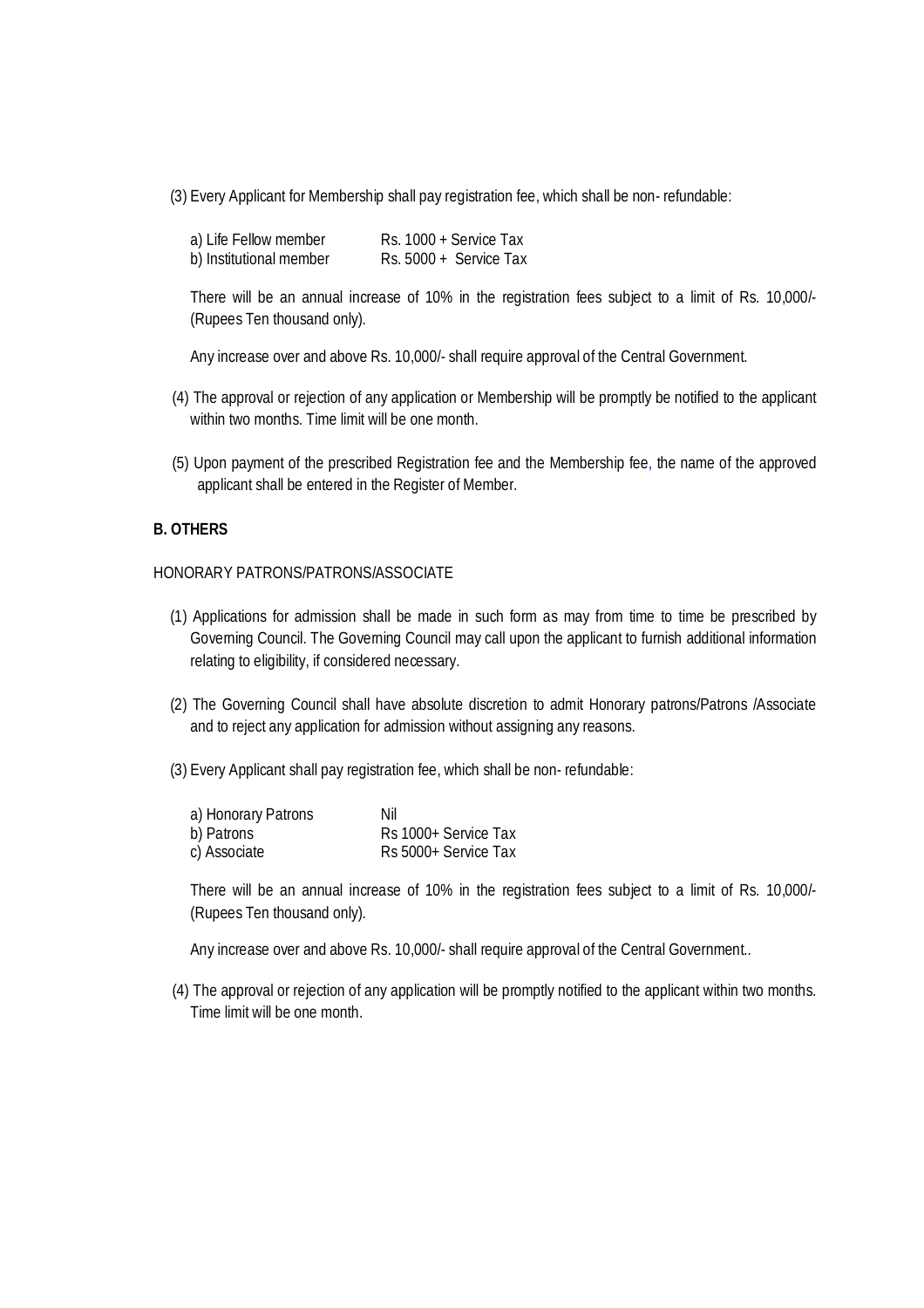(3) Every Applicant for Membership shall pay registration fee, which shall be non- refundable:

| | |
|---|---|
| a) Life Fellow member | Rs. 1000 + Service Tax |
| b) Institutional member | Rs. 5000 + Service Tax |

There will be an annual increase of 10% in the registration fees subject to a limit of Rs. 10,000/- (Rupees Ten thousand only).

Any increase over and above Rs. 10,000/- shall require approval of the Central Government.

(4) The approval or rejection of any application or Membership will be promptly be notified to the applicant within two months. Time limit will be one month.

(5) Upon payment of the prescribed Registration fee and the Membership fee, the name of the approved applicant shall be entered in the Register of Member.

**B. OTHERS**

HONORARY PATRONS/PATRONS/ASSOCIATE

(1) Applications for admission shall be made in such form as may from time to time be prescribed by Governing Council. The Governing Council may call upon the applicant to furnish additional information relating to eligibility, if considered necessary.

(2) The Governing Council shall have absolute discretion to admit Honorary patrons/Patrons /Associate and to reject any application for admission without assigning any reasons.

(3) Every Applicant shall pay registration fee, which shall be non- refundable:

| | |
|---|---|
| a) Honorary Patrons | Nil |
| b) Patrons | Rs 1000+ Service Tax |
| c) Associate | Rs 5000+ Service Tax |

There will be an annual increase of 10% in the registration fees subject to a limit of Rs. 10,000/- (Rupees Ten thousand only).

Any increase over and above Rs. 10,000/- shall require approval of the Central Government..

(4) The approval or rejection of any application will be promptly notified to the applicant within two months. Time limit will be one month.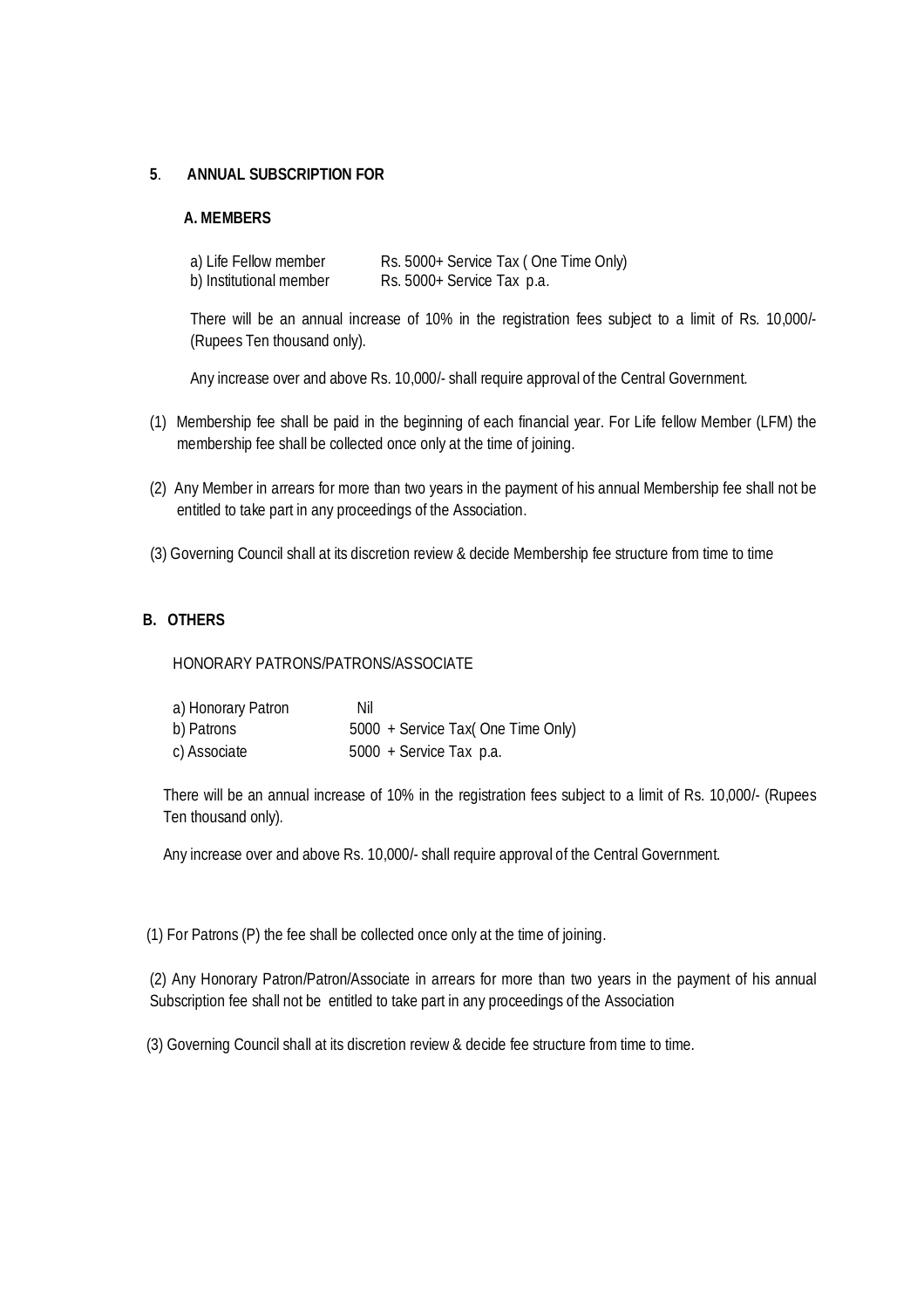**5**. **ANNUAL SUBSCRIPTION FOR**

**A. MEMBERS**

| | |
|---|---|
| a) Life Fellow member | Rs. 5000+ Service Tax ( One Time Only) |
| b) Institutional member | Rs. 5000+ Service Tax p.a. |

There will be an annual increase of 10% in the registration fees subject to a limit of Rs. 10,000/- (Rupees Ten thousand only).

Any increase over and above Rs. 10,000/- shall require approval of the Central Government.

(1) Membership fee shall be paid in the beginning of each financial year. For Life fellow Member (LFM) the membership fee shall be collected once only at the time of joining.

(2) Any Member in arrears for more than two years in the payment of his annual Membership fee shall not be entitled to take part in any proceedings of the Association.

(3) Governing Council shall at its discretion review & decide Membership fee structure from time to time

**B. OTHERS**

HONORARY PATRONS/PATRONS/ASSOCIATE

| | |
|---|---|
| a) Honorary Patron | Nil |
| b) Patrons | 5000 + Service Tax( One Time Only) |
| c) Associate | 5000 + Service Tax p.a. |

There will be an annual increase of 10% in the registration fees subject to a limit of Rs. 10,000/- (Rupees Ten thousand only).

Any increase over and above Rs. 10,000/- shall require approval of the Central Government.

(1) For Patrons (P) the fee shall be collected once only at the time of joining.

(2) Any Honorary Patron/Patron/Associate in arrears for more than two years in the payment of his annual Subscription fee shall not be entitled to take part in any proceedings of the Association

(3) Governing Council shall at its discretion review & decide fee structure from time to time.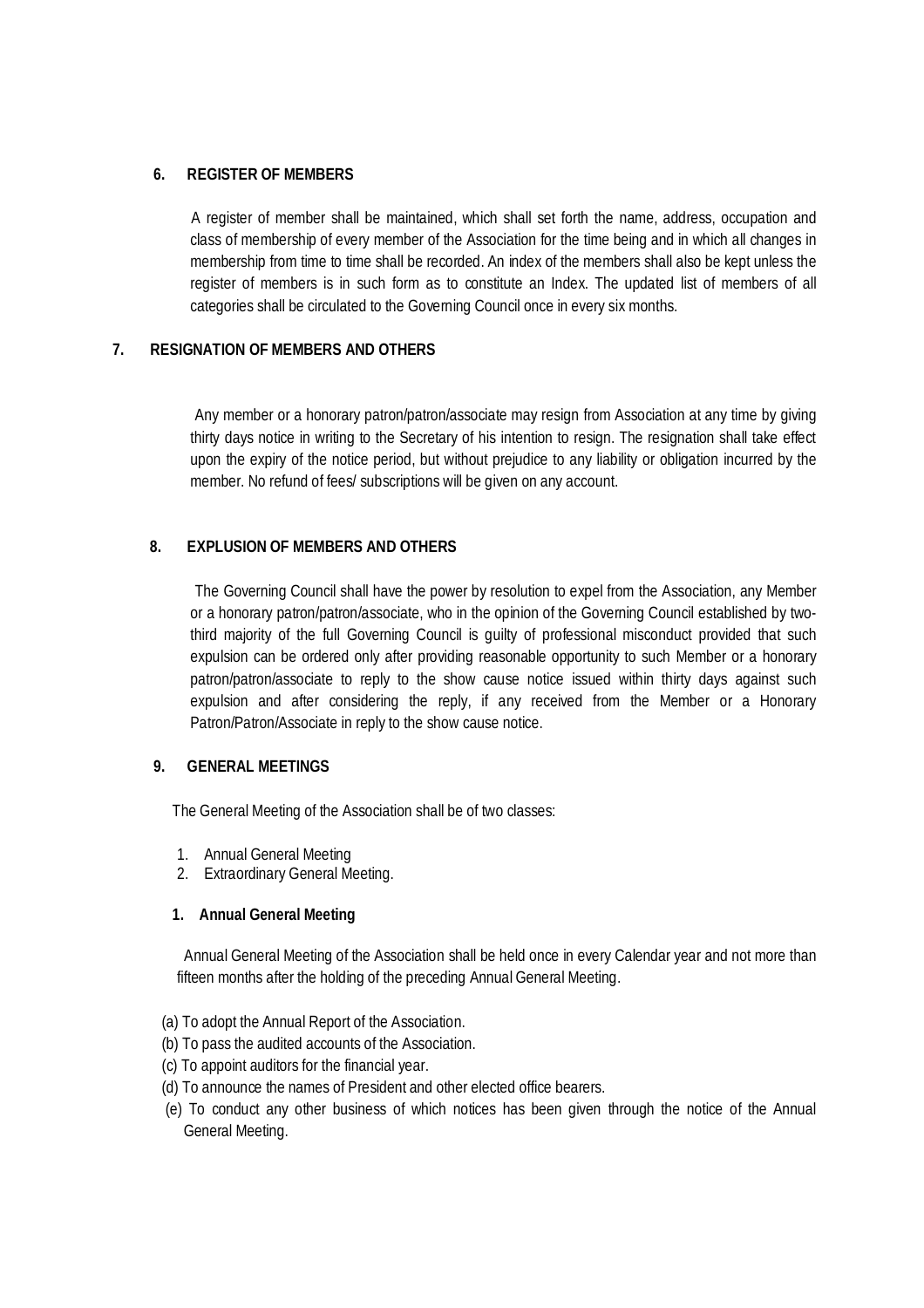**6. REGISTER OF MEMBERS**

A register of member shall be maintained, which shall set forth the name, address, occupation and class of membership of every member of the Association for the time being and in which all changes in membership from time to time shall be recorded. An index of the members shall also be kept unless the register of members is in such form as to constitute an Index. The updated list of members of all categories shall be circulated to the Governing Council once in every six months.

**7. RESIGNATION OF MEMBERS AND OTHERS**

Any member or a honorary patron/patron/associate may resign from Association at any time by giving thirty days notice in writing to the Secretary of his intention to resign. The resignation shall take effect upon the expiry of the notice period, but without prejudice to any liability or obligation incurred by the member. No refund of fees/ subscriptions will be given on any account.

**8. EXPLUSION OF MEMBERS AND OTHERS**

The Governing Council shall have the power by resolution to expel from the Association, any Member or a honorary patron/patron/associate, who in the opinion of the Governing Council established by two-third majority of the full Governing Council is guilty of professional misconduct provided that such expulsion can be ordered only after providing reasonable opportunity to such Member or a honorary patron/patron/associate to reply to the show cause notice issued within thirty days against such expulsion and after considering the reply, if any received from the Member or a Honorary Patron/Patron/Associate in reply to the show cause notice.

**9. GENERAL MEETINGS**

The General Meeting of the Association shall be of two classes:

1. Annual General Meeting
2. Extraordinary General Meeting.

**1. Annual General Meeting**

Annual General Meeting of the Association shall be held once in every Calendar year and not more than fifteen months after the holding of the preceding Annual General Meeting.

(a) To adopt the Annual Report of the Association.
(b) To pass the audited accounts of the Association.
(c) To appoint auditors for the financial year.
(d) To announce the names of President and other elected office bearers.
(e) To conduct any other business of which notices has been given through the notice of the Annual General Meeting.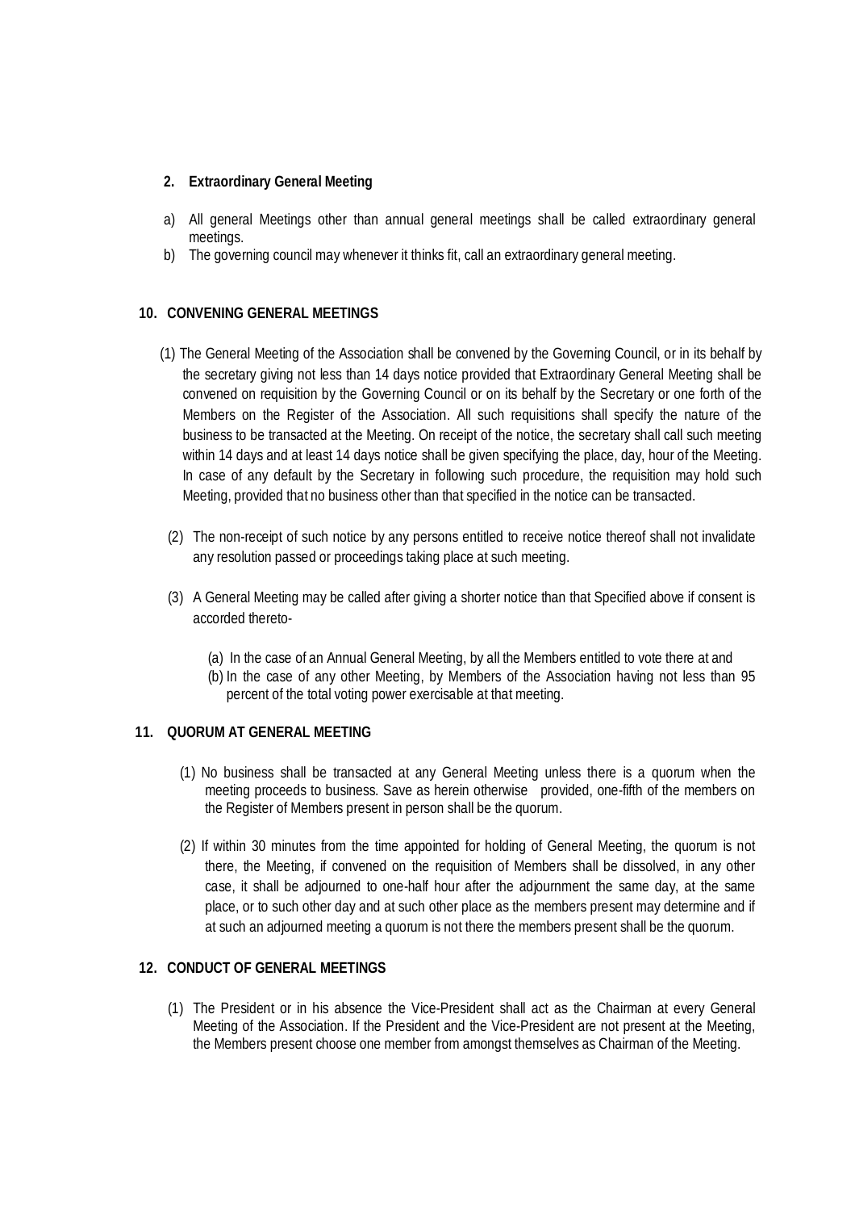**2. Extraordinary General Meeting**

a) All general Meetings other than annual general meetings shall be called extraordinary general meetings.

b) The governing council may whenever it thinks fit, call an extraordinary general meeting.

## 10. CONVENING GENERAL MEETINGS

(1) The General Meeting of the Association shall be convened by the Governing Council, or in its behalf by the secretary giving not less than 14 days notice provided that Extraordinary General Meeting shall be convened on requisition by the Governing Council or on its behalf by the Secretary or one forth of the Members on the Register of the Association. All such requisitions shall specify the nature of the business to be transacted at the Meeting. On receipt of the notice, the secretary shall call such meeting within 14 days and at least 14 days notice shall be given specifying the place, day, hour of the Meeting. In case of any default by the Secretary in following such procedure, the requisition may hold such Meeting, provided that no business other than that specified in the notice can be transacted.

(2) The non-receipt of such notice by any persons entitled to receive notice thereof shall not invalidate any resolution passed or proceedings taking place at such meeting.

(3) A General Meeting may be called after giving a shorter notice than that Specified above if consent is accorded thereto-

(a) In the case of an Annual General Meeting, by all the Members entitled to vote there at and

(b) In the case of any other Meeting, by Members of the Association having not less than 95 percent of the total voting power exercisable at that meeting.

## 11. QUORUM AT GENERAL MEETING

(1) No business shall be transacted at any General Meeting unless there is a quorum when the meeting proceeds to business. Save as herein otherwise provided, one-fifth of the members on the Register of Members present in person shall be the quorum.

(2) If within 30 minutes from the time appointed for holding of General Meeting, the quorum is not there, the Meeting, if convened on the requisition of Members shall be dissolved, in any other case, it shall be adjourned to one-half hour after the adjournment the same day, at the same place, or to such other day and at such other place as the members present may determine and if at such an adjourned meeting a quorum is not there the members present shall be the quorum.

## 12. CONDUCT OF GENERAL MEETINGS

(1) The President or in his absence the Vice-President shall act as the Chairman at every General Meeting of the Association. If the President and the Vice-President are not present at the Meeting, the Members present choose one member from amongst themselves as Chairman of the Meeting.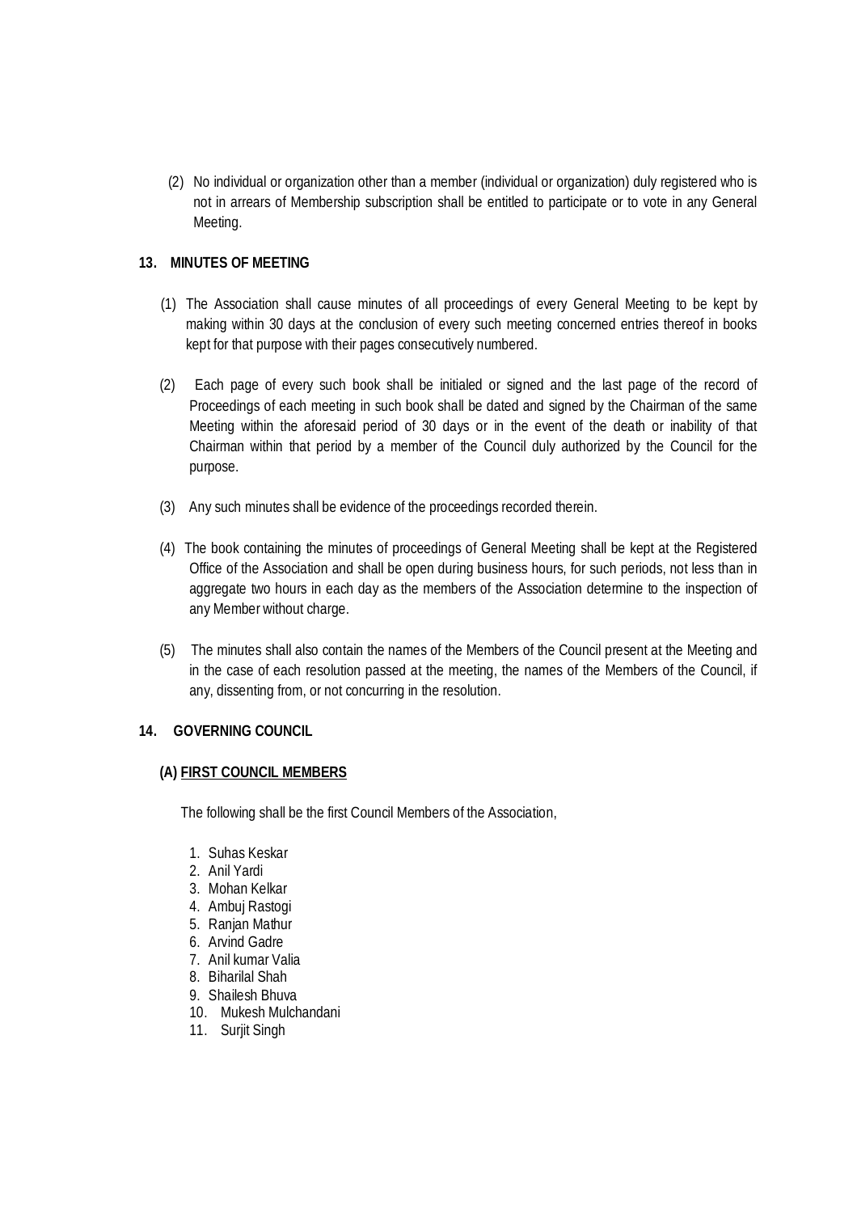(2) No individual or organization other than a member (individual or organization) duly registered who is not in arrears of Membership subscription shall be entitled to participate or to vote in any General Meeting.

**13. MINUTES OF MEETING**

(1) The Association shall cause minutes of all proceedings of every General Meeting to be kept by making within 30 days at the conclusion of every such meeting concerned entries thereof in books kept for that purpose with their pages consecutively numbered.

(2) Each page of every such book shall be initialed or signed and the last page of the record of Proceedings of each meeting in such book shall be dated and signed by the Chairman of the same Meeting within the aforesaid period of 30 days or in the event of the death or inability of that Chairman within that period by a member of the Council duly authorized by the Council for the purpose.

(3) Any such minutes shall be evidence of the proceedings recorded therein.

(4) The book containing the minutes of proceedings of General Meeting shall be kept at the Registered Office of the Association and shall be open during business hours, for such periods, not less than in aggregate two hours in each day as the members of the Association determine to the inspection of any Member without charge.

(5) The minutes shall also contain the names of the Members of the Council present at the Meeting and in the case of each resolution passed at the meeting, the names of the Members of the Council, if any, dissenting from, or not concurring in the resolution.

**14. GOVERNING COUNCIL**

**(A) <u>FIRST COUNCIL MEMBERS</u>**

The following shall be the first Council Members of the Association,

1. Suhas Keskar
2. Anil Yardi
3. Mohan Kelkar
4. Ambuj Rastogi
5. Ranjan Mathur
6. Arvind Gadre
7. Anil kumar Valia
8. Biharilal Shah
9. Shailesh Bhuva
10. Mukesh Mulchandani
11. Surjit Singh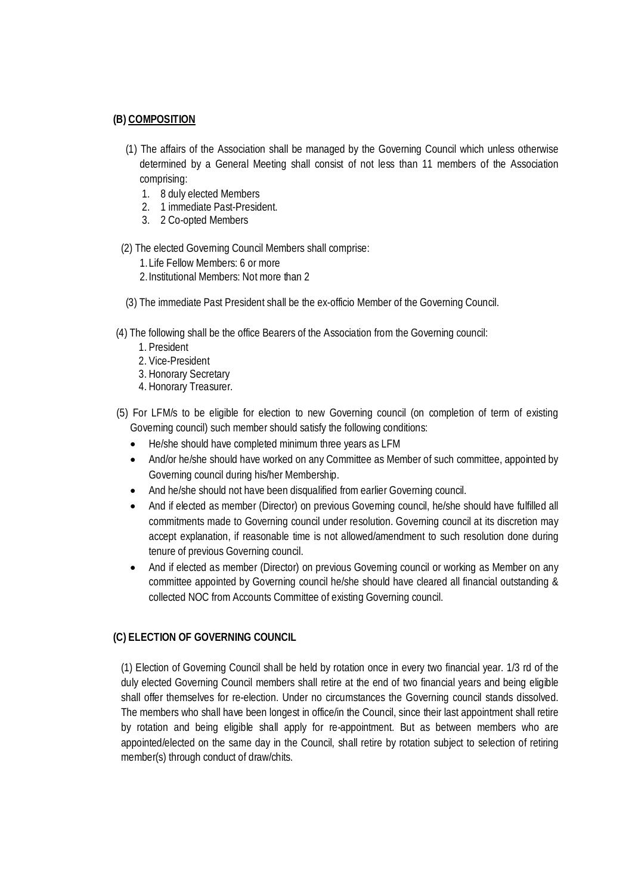## (B) COMPOSITION

(1) The affairs of the Association shall be managed by the Governing Council which unless otherwise determined by a General Meeting shall consist of not less than 11 members of the Association comprising:

1. 8 duly elected Members
2. 1 immediate Past-President.
3. 2 Co-opted Members

(2) The elected Governing Council Members shall comprise:

1. Life Fellow Members: 6 or more
2. Institutional Members: Not more than 2

(3) The immediate Past President shall be the ex-officio Member of the Governing Council.

(4) The following shall be the office Bearers of the Association from the Governing council:

1. President
2. Vice-President
3. Honorary Secretary
4. Honorary Treasurer.

(5) For LFM/s to be eligible for election to new Governing council (on completion of term of existing Governing council) such member should satisfy the following conditions:

- He/she should have completed minimum three years as LFM
- And/or he/she should have worked on any Committee as Member of such committee, appointed by Governing council during his/her Membership.
- And he/she should not have been disqualified from earlier Governing council.
- And if elected as member (Director) on previous Governing council, he/she should have fulfilled all commitments made to Governing council under resolution. Governing council at its discretion may accept explanation, if reasonable time is not allowed/amendment to such resolution done during tenure of previous Governing council.
- And if elected as member (Director) on previous Governing council or working as Member on any committee appointed by Governing council he/she should have cleared all financial outstanding & collected NOC from Accounts Committee of existing Governing council.

## (C) ELECTION OF GOVERNING COUNCIL

(1) Election of Governing Council shall be held by rotation once in every two financial year. 1/3 rd of the duly elected Governing Council members shall retire at the end of two financial years and being eligible shall offer themselves for re-election. Under no circumstances the Governing council stands dissolved. The members who shall have been longest in office/in the Council, since their last appointment shall retire by rotation and being eligible shall apply for re-appointment. But as between members who are appointed/elected on the same day in the Council, shall retire by rotation subject to selection of retiring member(s) through conduct of draw/chits.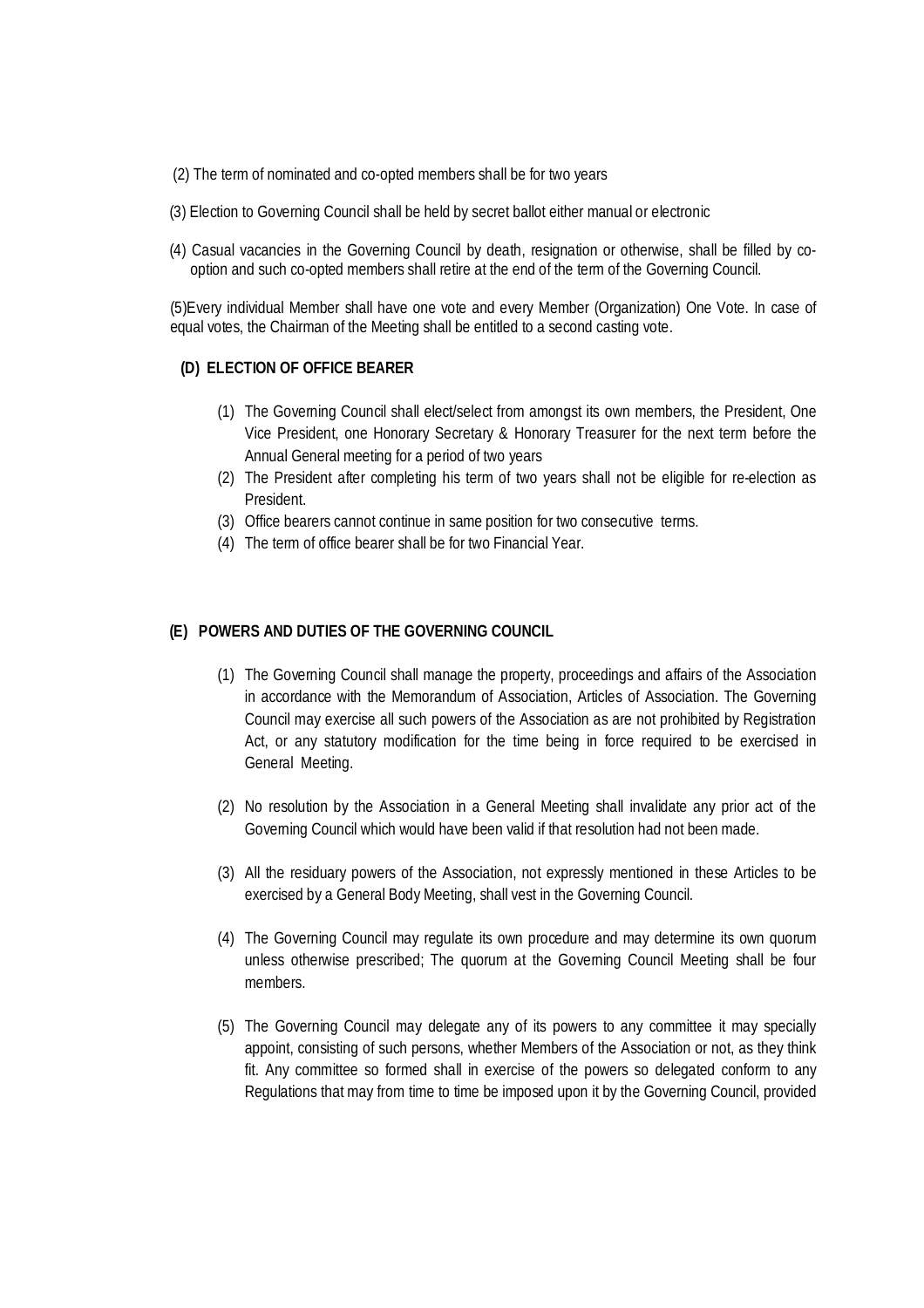(2) The term of nominated and co-opted members shall be for two years

(3) Election to Governing Council shall be held by secret ballot either manual or electronic

(4) Casual vacancies in the Governing Council by death, resignation or otherwise, shall be filled by co-option and such co-opted members shall retire at the end of the term of the Governing Council.

(5)Every individual Member shall have one vote and every Member (Organization) One Vote. In case of equal votes, the Chairman of the Meeting shall be entitled to a second casting vote.

**(D) ELECTION OF OFFICE BEARER**

1. The Governing Council shall elect/select from amongst its own members, the President, One Vice President, one Honorary Secretary & Honorary Treasurer for the next term before the Annual General meeting for a period of two years
2. The President after completing his term of two years shall not be eligible for re-election as President.
3. Office bearers cannot continue in same position for two consecutive terms.
4. The term of office bearer shall be for two Financial Year.

**(E) POWERS AND DUTIES OF THE GOVERNING COUNCIL**

(1) The Governing Council shall manage the property, proceedings and affairs of the Association in accordance with the Memorandum of Association, Articles of Association. The Governing Council may exercise all such powers of the Association as are not prohibited by Registration Act, or any statutory modification for the time being in force required to be exercised in General Meeting.

(2) No resolution by the Association in a General Meeting shall invalidate any prior act of the Governing Council which would have been valid if that resolution had not been made.

(3) All the residuary powers of the Association, not expressly mentioned in these Articles to be exercised by a General Body Meeting, shall vest in the Governing Council.

(4) The Governing Council may regulate its own procedure and may determine its own quorum unless otherwise prescribed; The quorum at the Governing Council Meeting shall be four members.

(5) The Governing Council may delegate any of its powers to any committee it may specially appoint, consisting of such persons, whether Members of the Association or not, as they think fit. Any committee so formed shall in exercise of the powers so delegated conform to any Regulations that may from time to time be imposed upon it by the Governing Council, provided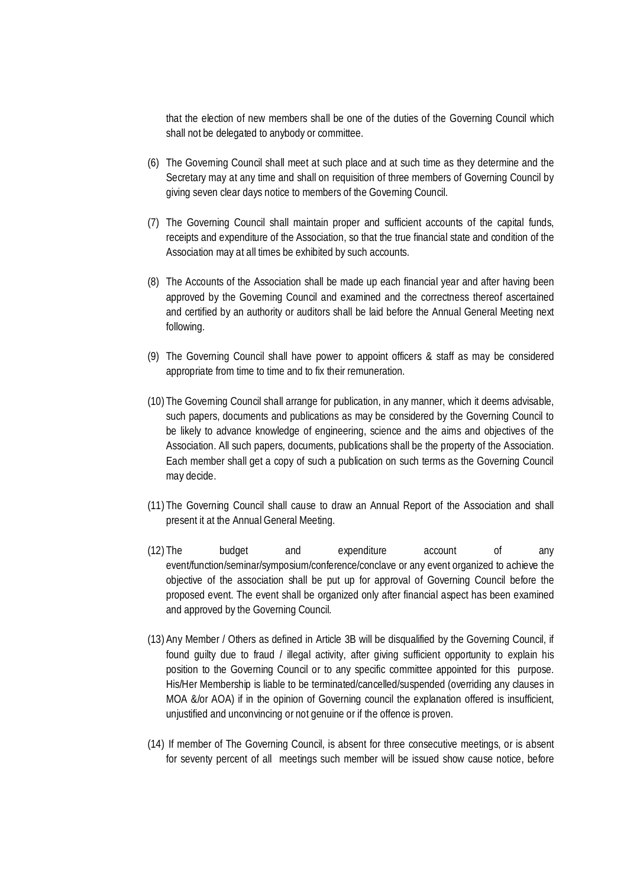that the election of new members shall be one of the duties of the Governing Council which shall not be delegated to anybody or committee.

(6) The Governing Council shall meet at such place and at such time as they determine and the Secretary may at any time and shall on requisition of three members of Governing Council by giving seven clear days notice to members of the Governing Council.

(7) The Governing Council shall maintain proper and sufficient accounts of the capital funds, receipts and expenditure of the Association, so that the true financial state and condition of the Association may at all times be exhibited by such accounts.

(8) The Accounts of the Association shall be made up each financial year and after having been approved by the Governing Council and examined and the correctness thereof ascertained and certified by an authority or auditors shall be laid before the Annual General Meeting next following.

(9) The Governing Council shall have power to appoint officers & staff as may be considered appropriate from time to time and to fix their remuneration.

(10) The Governing Council shall arrange for publication, in any manner, which it deems advisable, such papers, documents and publications as may be considered by the Governing Council to be likely to advance knowledge of engineering, science and the aims and objectives of the Association. All such papers, documents, publications shall be the property of the Association. Each member shall get a copy of such a publication on such terms as the Governing Council may decide.

(11) The Governing Council shall cause to draw an Annual Report of the Association and shall present it at the Annual General Meeting.

(12) The budget and expenditure account of any event/function/seminar/symposium/conference/conclave or any event organized to achieve the objective of the association shall be put up for approval of Governing Council before the proposed event. The event shall be organized only after financial aspect has been examined and approved by the Governing Council.

(13) Any Member / Others as defined in Article 3B will be disqualified by the Governing Council, if found guilty due to fraud / illegal activity, after giving sufficient opportunity to explain his position to the Governing Council or to any specific committee appointed for this purpose. His/Her Membership is liable to be terminated/cancelled/suspended (overriding any clauses in MOA &/or AOA) if in the opinion of Governing council the explanation offered is insufficient, unjustified and unconvincing or not genuine or if the offence is proven.

(14) If member of The Governing Council, is absent for three consecutive meetings, or is absent for seventy percent of all meetings such member will be issued show cause notice, before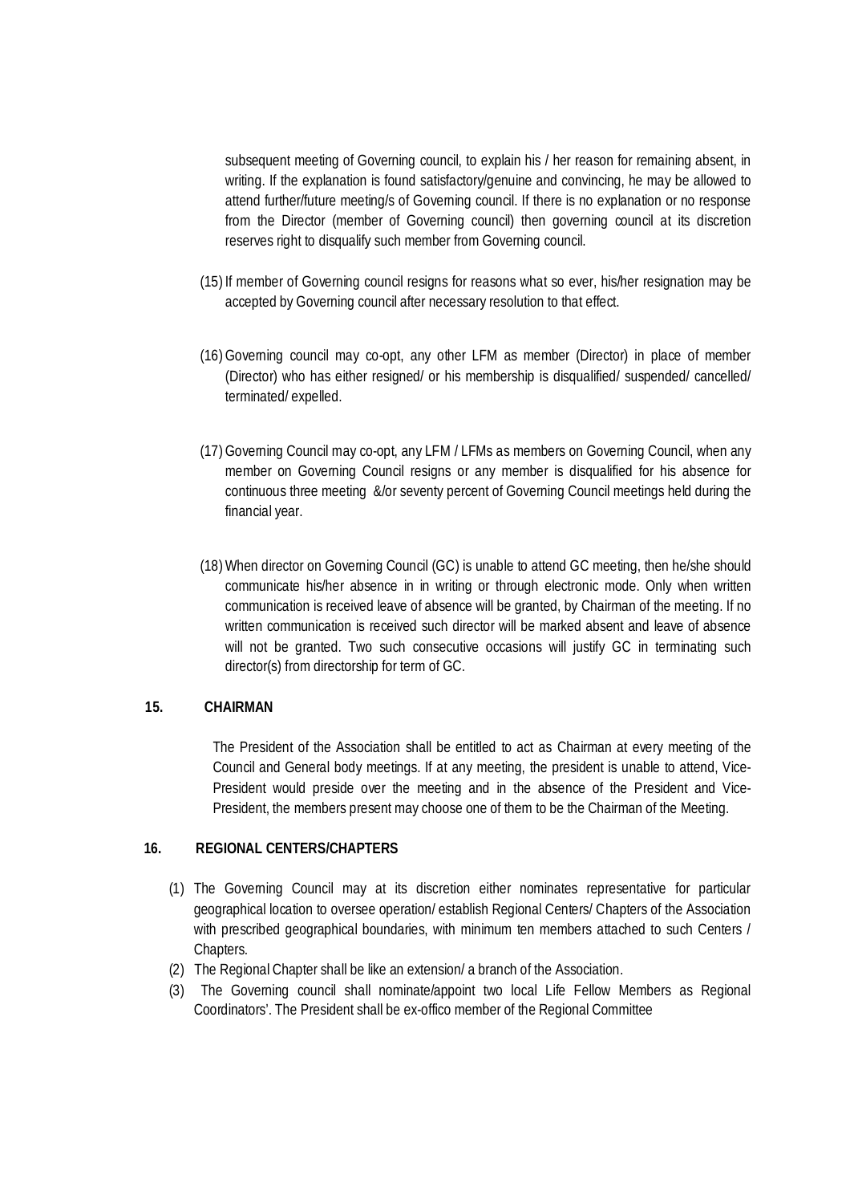subsequent meeting of Governing council, to explain his / her reason for remaining absent, in writing. If the explanation is found satisfactory/genuine and convincing, he may be allowed to attend further/future meeting/s of Governing council. If there is no explanation or no response from the Director (member of Governing council) then governing council at its discretion reserves right to disqualify such member from Governing council.

(15) If member of Governing council resigns for reasons what so ever, his/her resignation may be accepted by Governing council after necessary resolution to that effect.

(16) Governing council may co-opt, any other LFM as member (Director) in place of member (Director) who has either resigned/ or his membership is disqualified/ suspended/ cancelled/ terminated/ expelled.

(17) Governing Council may co-opt, any LFM / LFMs as members on Governing Council, when any member on Governing Council resigns or any member is disqualified for his absence for continuous three meeting &/or seventy percent of Governing Council meetings held during the financial year.

(18) When director on Governing Council (GC) is unable to attend GC meeting, then he/she should communicate his/her absence in in writing or through electronic mode. Only when written communication is received leave of absence will be granted, by Chairman of the meeting. If no written communication is received such director will be marked absent and leave of absence will not be granted. Two such consecutive occasions will justify GC in terminating such director(s) from directorship for term of GC.

## 15. CHAIRMAN

The President of the Association shall be entitled to act as Chairman at every meeting of the Council and General body meetings. If at any meeting, the president is unable to attend, Vice-President would preside over the meeting and in the absence of the President and Vice-President, the members present may choose one of them to be the Chairman of the Meeting.

## 16. REGIONAL CENTERS/CHAPTERS

(1) The Governing Council may at its discretion either nominates representative for particular geographical location to oversee operation/ establish Regional Centers/ Chapters of the Association with prescribed geographical boundaries, with minimum ten members attached to such Centers / Chapters.

(2) The Regional Chapter shall be like an extension/ a branch of the Association.

(3) The Governing council shall nominate/appoint two local Life Fellow Members as Regional Coordinators'. The President shall be ex-offico member of the Regional Committee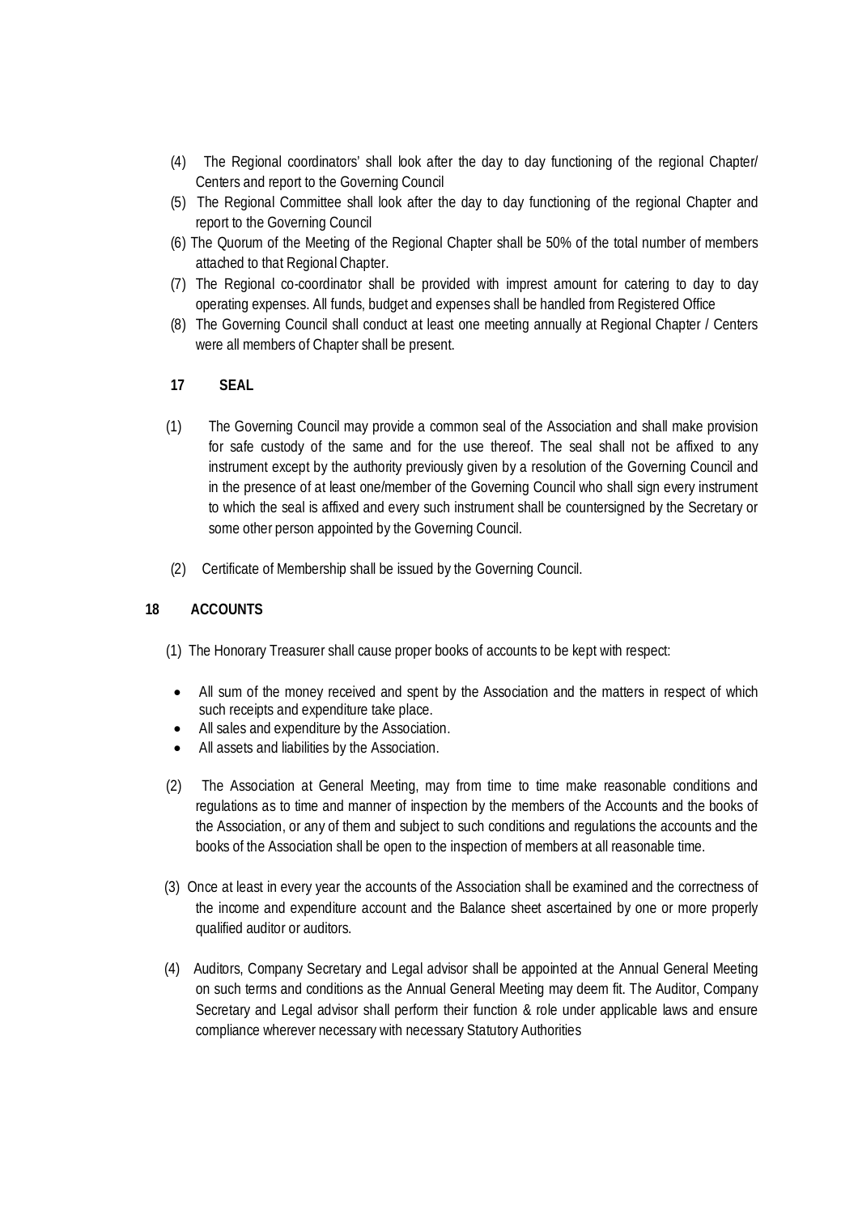(4) The Regional coordinators' shall look after the day to day functioning of the regional Chapter/ Centers and report to the Governing Council

(5) The Regional Committee shall look after the day to day functioning of the regional Chapter and report to the Governing Council

(6) The Quorum of the Meeting of the Regional Chapter shall be 50% of the total number of members attached to that Regional Chapter.

(7) The Regional co-coordinator shall be provided with imprest amount for catering to day to day operating expenses. All funds, budget and expenses shall be handled from Registered Office

(8) The Governing Council shall conduct at least one meeting annually at Regional Chapter / Centers were all members of Chapter shall be present.

**17 SEAL**

(1) The Governing Council may provide a common seal of the Association and shall make provision for safe custody of the same and for the use thereof. The seal shall not be affixed to any instrument except by the authority previously given by a resolution of the Governing Council and in the presence of at least one/member of the Governing Council who shall sign every instrument to which the seal is affixed and every such instrument shall be countersigned by the Secretary or some other person appointed by the Governing Council.

(2) Certificate of Membership shall be issued by the Governing Council.

**18 ACCOUNTS**

(1) The Honorary Treasurer shall cause proper books of accounts to be kept with respect:

- All sum of the money received and spent by the Association and the matters in respect of which such receipts and expenditure take place.
- All sales and expenditure by the Association.
- All assets and liabilities by the Association.

(2) The Association at General Meeting, may from time to time make reasonable conditions and regulations as to time and manner of inspection by the members of the Accounts and the books of the Association, or any of them and subject to such conditions and regulations the accounts and the books of the Association shall be open to the inspection of members at all reasonable time.

(3) Once at least in every year the accounts of the Association shall be examined and the correctness of the income and expenditure account and the Balance sheet ascertained by one or more properly qualified auditor or auditors.

(4) Auditors, Company Secretary and Legal advisor shall be appointed at the Annual General Meeting on such terms and conditions as the Annual General Meeting may deem fit. The Auditor, Company Secretary and Legal advisor shall perform their function & role under applicable laws and ensure compliance wherever necessary with necessary Statutory Authorities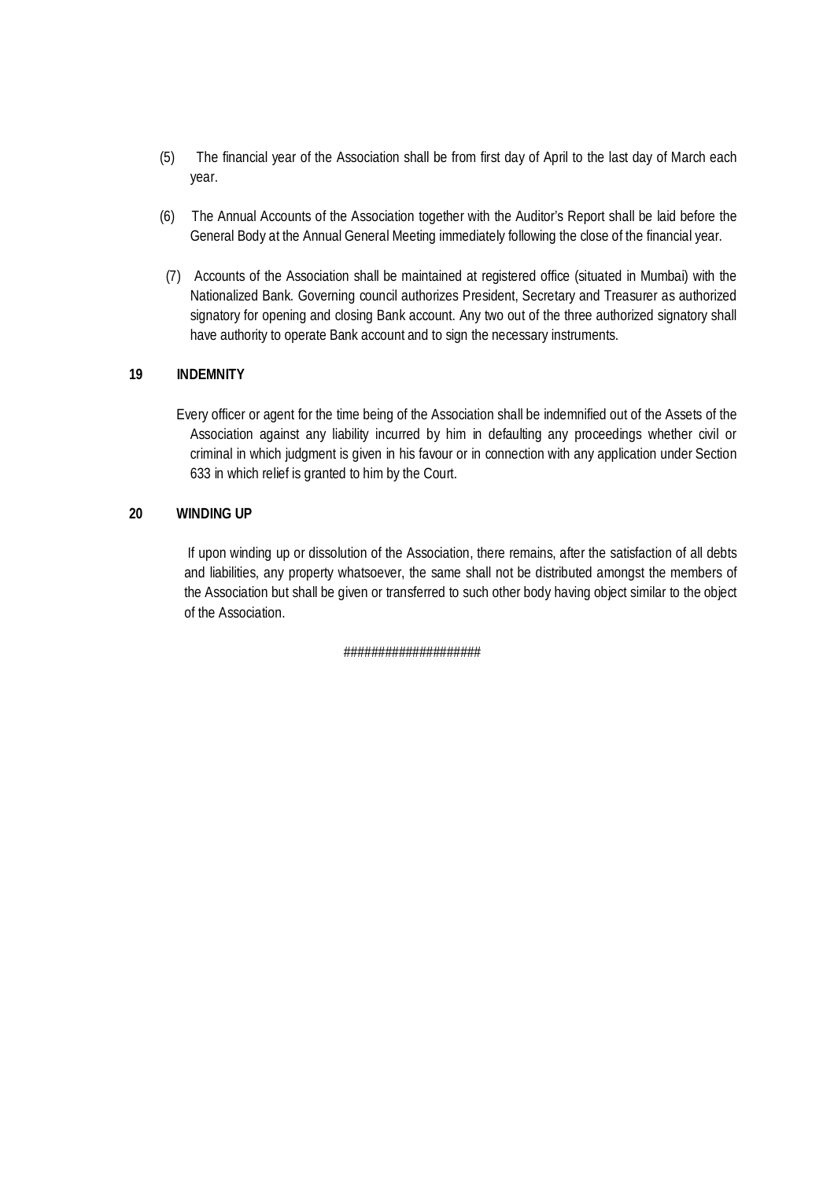(5) The financial year of the Association shall be from first day of April to the last day of March each year.

(6) The Annual Accounts of the Association together with the Auditor's Report shall be laid before the General Body at the Annual General Meeting immediately following the close of the financial year.

(7) Accounts of the Association shall be maintained at registered office (situated in Mumbai) with the Nationalized Bank. Governing council authorizes President, Secretary and Treasurer as authorized signatory for opening and closing Bank account. Any two out of the three authorized signatory shall have authority to operate Bank account and to sign the necessary instruments.

## 19 INDEMNITY

Every officer or agent for the time being of the Association shall be indemnified out of the Assets of the Association against any liability incurred by him in defaulting any proceedings whether civil or criminal in which judgment is given in his favour or in connection with any application under Section 633 in which relief is granted to him by the Court.

## 20 WINDING UP

If upon winding up or dissolution of the Association, there remains, after the satisfaction of all debts and liabilities, any property whatsoever, the same shall not be distributed amongst the members of the Association but shall be given or transferred to such other body having object similar to the object of the Association.

###################